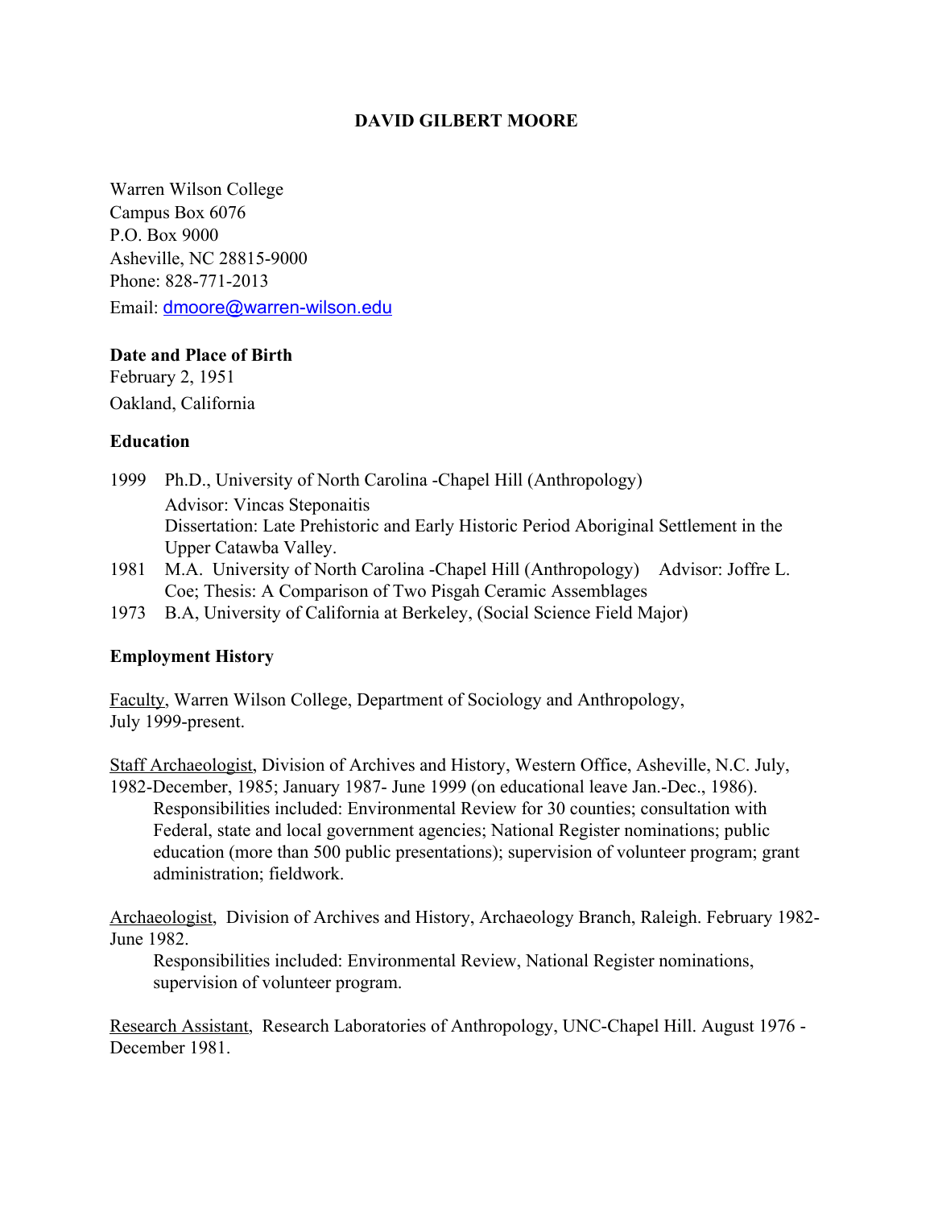# DAVID GILBERT MOORE

Warren Wilson College
Campus Box 6076
P.O. Box 9000
Asheville, NC 28815-9000
Phone: 828-771-2013
Email: dmoore@warren-wilson.edu

**Date and Place of Birth**
February 2, 1951
Oakland, California

**Education**

1999 Ph.D., University of North Carolina -Chapel Hill (Anthropology)
Advisor: Vincas Steponaitis
Dissertation: Late Prehistoric and Early Historic Period Aboriginal Settlement in the Upper Catawba Valley.

1981 M.A. University of North Carolina -Chapel Hill (Anthropology) Advisor: Joffre L. Coe; Thesis: A Comparison of Two Pisgah Ceramic Assemblages

1973 B.A, University of California at Berkeley, (Social Science Field Major)

**Employment History**

Faculty, Warren Wilson College, Department of Sociology and Anthropology, July 1999-present.

Staff Archaeologist, Division of Archives and History, Western Office, Asheville, N.C. July, 1982-December, 1985; January 1987- June 1999 (on educational leave Jan.-Dec., 1986).
Responsibilities included: Environmental Review for 30 counties; consultation with Federal, state and local government agencies; National Register nominations; public education (more than 500 public presentations); supervision of volunteer program; grant administration; fieldwork.

Archaeologist, Division of Archives and History, Archaeology Branch, Raleigh. February 1982-June 1982.
Responsibilities included: Environmental Review, National Register nominations, supervision of volunteer program.

Research Assistant, Research Laboratories of Anthropology, UNC-Chapel Hill. August 1976 -December 1981.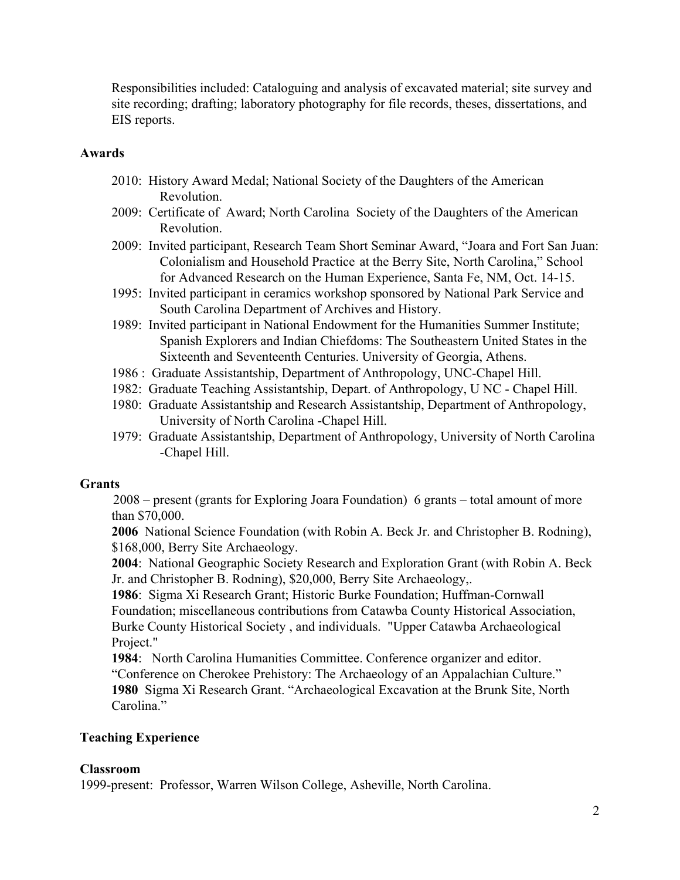Responsibilities included: Cataloguing and analysis of excavated material; site survey and site recording; drafting; laboratory photography for file records, theses, dissertations, and EIS reports.

### Awards

- 2010: History Award Medal; National Society of the Daughters of the American Revolution.
- 2009: Certificate of Award; North Carolina Society of the Daughters of the American Revolution.
- 2009: Invited participant, Research Team Short Seminar Award, "Joara and Fort San Juan: Colonialism and Household Practice at the Berry Site, North Carolina," School for Advanced Research on the Human Experience, Santa Fe, NM, Oct. 14-15.
- 1995: Invited participant in ceramics workshop sponsored by National Park Service and South Carolina Department of Archives and History.
- 1989: Invited participant in National Endowment for the Humanities Summer Institute; Spanish Explorers and Indian Chiefdoms: The Southeastern United States in the Sixteenth and Seventeenth Centuries. University of Georgia, Athens.
- 1986 : Graduate Assistantship, Department of Anthropology, UNC-Chapel Hill.
- 1982: Graduate Teaching Assistantship, Depart. of Anthropology, U NC - Chapel Hill.
- 1980: Graduate Assistantship and Research Assistantship, Department of Anthropology, University of North Carolina -Chapel Hill.
- 1979: Graduate Assistantship, Department of Anthropology, University of North Carolina -Chapel Hill.

### Grants

2008 – present (grants for Exploring Joara Foundation) 6 grants – total amount of more than $70,000.

**2006** National Science Foundation (with Robin A. Beck Jr. and Christopher B. Rodning), $168,000, Berry Site Archaeology.

**2004**: National Geographic Society Research and Exploration Grant (with Robin A. Beck Jr. and Christopher B. Rodning), $20,000, Berry Site Archaeology,.

**1986**: Sigma Xi Research Grant; Historic Burke Foundation; Huffman-Cornwall Foundation; miscellaneous contributions from Catawba County Historical Association, Burke County Historical Society , and individuals. "Upper Catawba Archaeological Project."

**1984**: North Carolina Humanities Committee. Conference organizer and editor. "Conference on Cherokee Prehistory: The Archaeology of an Appalachian Culture."

**1980** Sigma Xi Research Grant. "Archaeological Excavation at the Brunk Site, North Carolina."

### Teaching Experience

### Classroom

1999-present: Professor, Warren Wilson College, Asheville, North Carolina.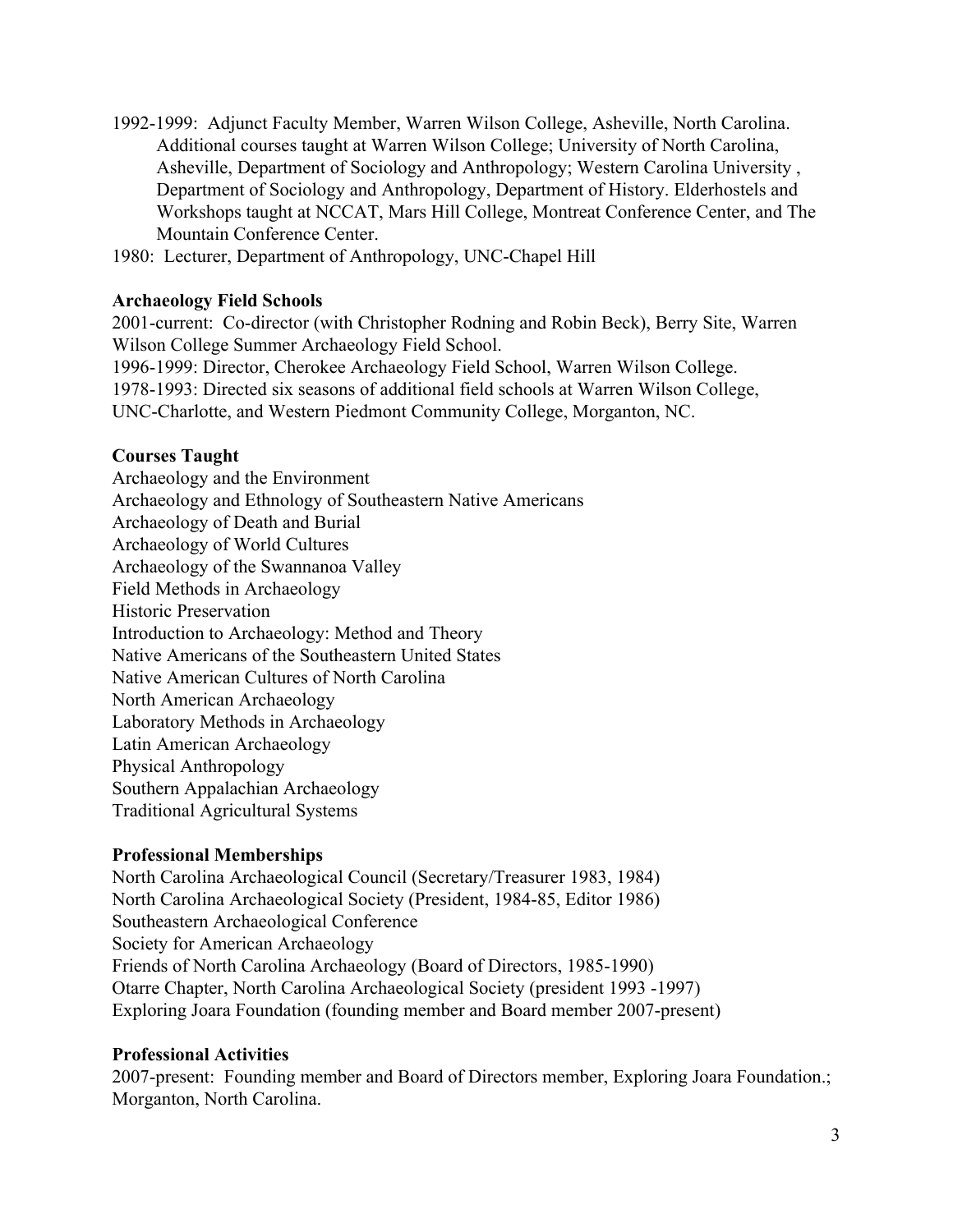1992-1999: Adjunct Faculty Member, Warren Wilson College, Asheville, North Carolina. Additional courses taught at Warren Wilson College; University of North Carolina, Asheville, Department of Sociology and Anthropology; Western Carolina University , Department of Sociology and Anthropology, Department of History. Elderhostels and Workshops taught at NCCAT, Mars Hill College, Montreat Conference Center, and The Mountain Conference Center.

1980: Lecturer, Department of Anthropology, UNC-Chapel Hill

**Archaeology Field Schools**

2001-current: Co-director (with Christopher Rodning and Robin Beck), Berry Site, Warren Wilson College Summer Archaeology Field School.
1996-1999: Director, Cherokee Archaeology Field School, Warren Wilson College.
1978-1993: Directed six seasons of additional field schools at Warren Wilson College, UNC-Charlotte, and Western Piedmont Community College, Morganton, NC.

**Courses Taught**

Archaeology and the Environment
Archaeology and Ethnology of Southeastern Native Americans
Archaeology of Death and Burial
Archaeology of World Cultures
Archaeology of the Swannanoa Valley
Field Methods in Archaeology
Historic Preservation
Introduction to Archaeology: Method and Theory
Native Americans of the Southeastern United States
Native American Cultures of North Carolina
North American Archaeology
Laboratory Methods in Archaeology
Latin American Archaeology
Physical Anthropology
Southern Appalachian Archaeology
Traditional Agricultural Systems

**Professional Memberships**

North Carolina Archaeological Council (Secretary/Treasurer 1983, 1984)
North Carolina Archaeological Society (President, 1984-85, Editor 1986)
Southeastern Archaeological Conference
Society for American Archaeology
Friends of North Carolina Archaeology (Board of Directors, 1985-1990)
Otarre Chapter, North Carolina Archaeological Society (president 1993 -1997)
Exploring Joara Foundation (founding member and Board member 2007-present)

**Professional Activities**

2007-present: Founding member and Board of Directors member, Exploring Joara Foundation.; Morganton, North Carolina.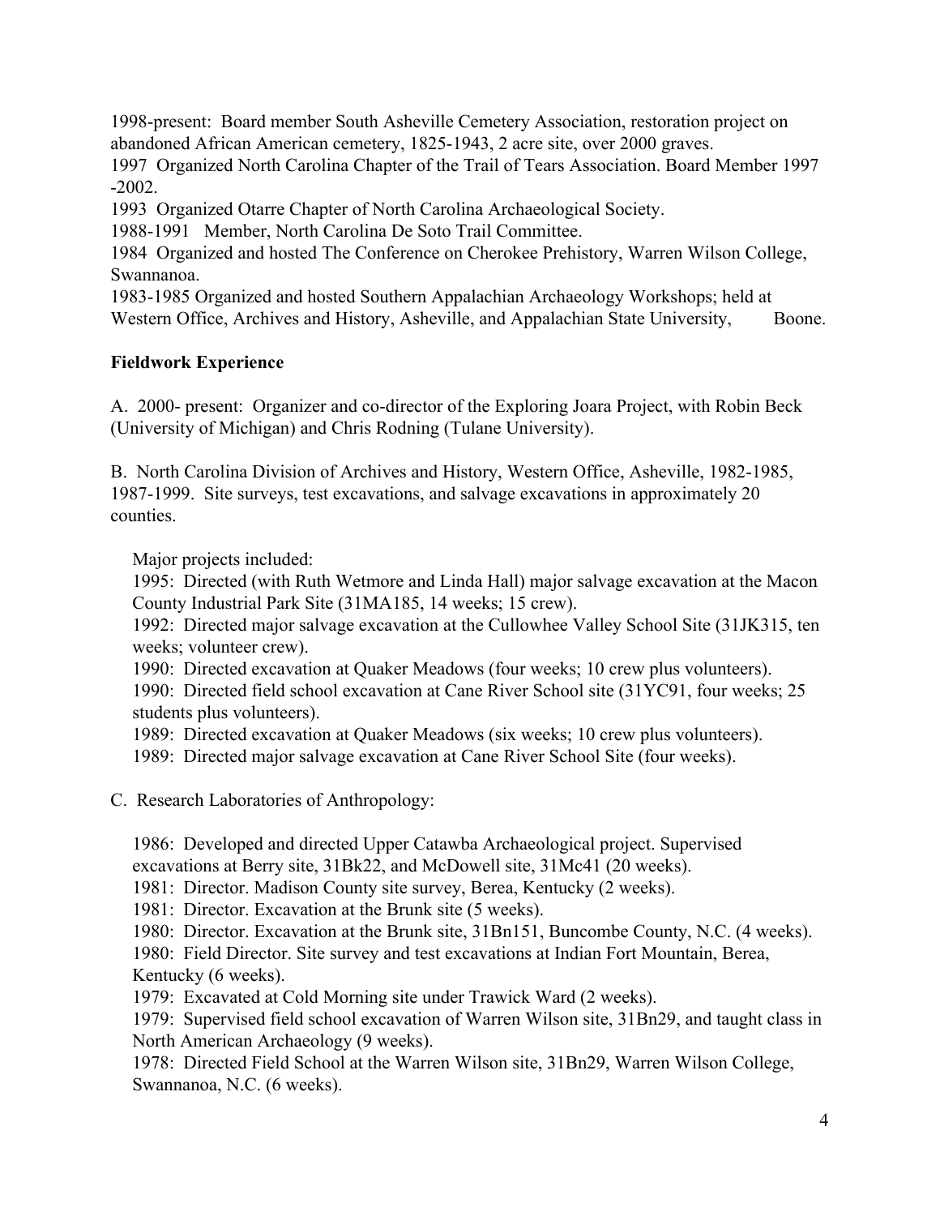1998-present: Board member South Asheville Cemetery Association, restoration project on abandoned African American cemetery, 1825-1943, 2 acre site, over 2000 graves.
1997 Organized North Carolina Chapter of the Trail of Tears Association. Board Member 1997 -2002.
1993 Organized Otarre Chapter of North Carolina Archaeological Society.
1988-1991 Member, North Carolina De Soto Trail Committee.
1984 Organized and hosted The Conference on Cherokee Prehistory, Warren Wilson College, Swannanoa.
1983-1985 Organized and hosted Southern Appalachian Archaeology Workshops; held at Western Office, Archives and History, Asheville, and Appalachian State University, Boone.

**Fieldwork Experience**

A. 2000- present: Organizer and co-director of the Exploring Joara Project, with Robin Beck (University of Michigan) and Chris Rodning (Tulane University).

B. North Carolina Division of Archives and History, Western Office, Asheville, 1982-1985, 1987-1999. Site surveys, test excavations, and salvage excavations in approximately 20 counties.

Major projects included:
1995: Directed (with Ruth Wetmore and Linda Hall) major salvage excavation at the Macon County Industrial Park Site (31MA185, 14 weeks; 15 crew).
1992: Directed major salvage excavation at the Cullowhee Valley School Site (31JK315, ten weeks; volunteer crew).
1990: Directed excavation at Quaker Meadows (four weeks; 10 crew plus volunteers).
1990: Directed field school excavation at Cane River School site (31YC91, four weeks; 25 students plus volunteers).
1989: Directed excavation at Quaker Meadows (six weeks; 10 crew plus volunteers).
1989: Directed major salvage excavation at Cane River School Site (four weeks).

C. Research Laboratories of Anthropology:

1986: Developed and directed Upper Catawba Archaeological project. Supervised excavations at Berry site, 31Bk22, and McDowell site, 31Mc41 (20 weeks).
1981: Director. Madison County site survey, Berea, Kentucky (2 weeks).
1981: Director. Excavation at the Brunk site (5 weeks).
1980: Director. Excavation at the Brunk site, 31Bn151, Buncombe County, N.C. (4 weeks).
1980: Field Director. Site survey and test excavations at Indian Fort Mountain, Berea, Kentucky (6 weeks).
1979: Excavated at Cold Morning site under Trawick Ward (2 weeks).
1979: Supervised field school excavation of Warren Wilson site, 31Bn29, and taught class in North American Archaeology (9 weeks).
1978: Directed Field School at the Warren Wilson site, 31Bn29, Warren Wilson College, Swannanoa, N.C. (6 weeks).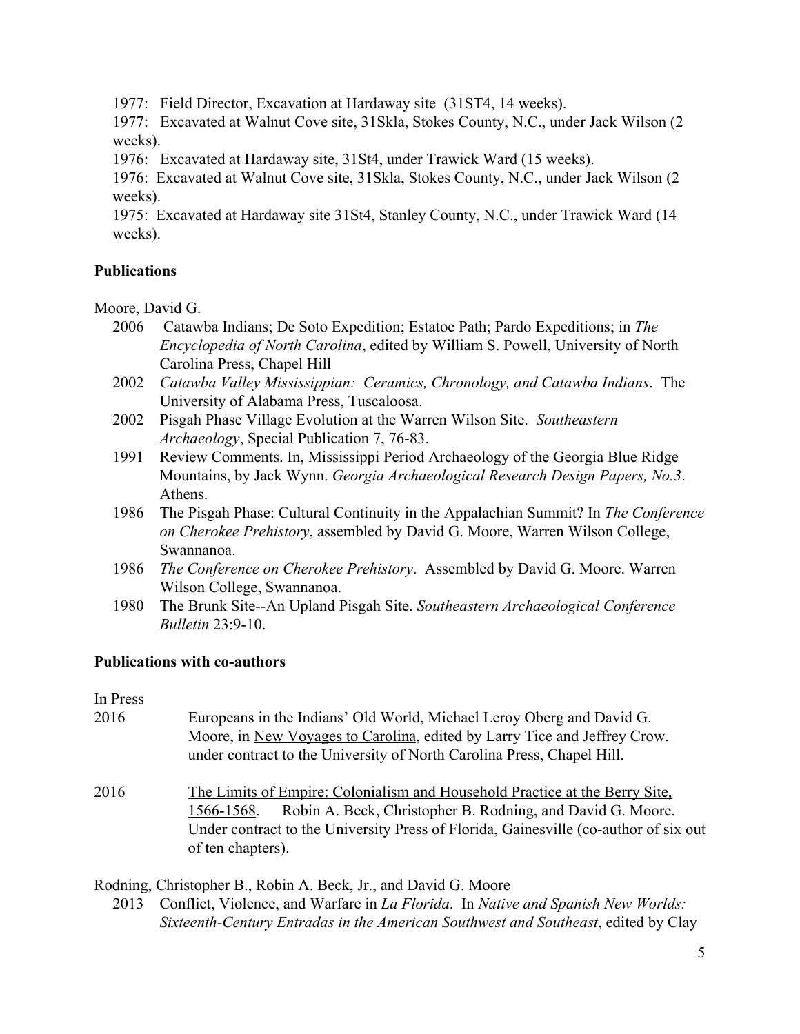1977: Field Director, Excavation at Hardaway site (31ST4, 14 weeks).

1977: Excavated at Walnut Cove site, 31Skla, Stokes County, N.C., under Jack Wilson (2 weeks).

1976: Excavated at Hardaway site, 31St4, under Trawick Ward (15 weeks).

1976: Excavated at Walnut Cove site, 31Skla, Stokes County, N.C., under Jack Wilson (2 weeks).

1975: Excavated at Hardaway site 31St4, Stanley County, N.C., under Trawick Ward (14 weeks).

**Publications**

Moore, David G.

2006 Catawba Indians; De Soto Expedition; Estatoe Path; Pardo Expeditions; in *The Encyclopedia of North Carolina*, edited by William S. Powell, University of North Carolina Press, Chapel Hill

2002 *Catawba Valley Mississippian: Ceramics, Chronology, and Catawba Indians*. The University of Alabama Press, Tuscaloosa.

2002 Pisgah Phase Village Evolution at the Warren Wilson Site. *Southeastern Archaeology*, Special Publication 7, 76-83.

1991 Review Comments. In, Mississippi Period Archaeology of the Georgia Blue Ridge Mountains, by Jack Wynn. *Georgia Archaeological Research Design Papers, No.3*. Athens.

1986 The Pisgah Phase: Cultural Continuity in the Appalachian Summit? In *The Conference on Cherokee Prehistory*, assembled by David G. Moore, Warren Wilson College, Swannanoa.

1986 *The Conference on Cherokee Prehistory*. Assembled by David G. Moore. Warren Wilson College, Swannanoa.

1980 The Brunk Site--An Upland Pisgah Site. *Southeastern Archaeological Conference Bulletin* 23:9-10.

**Publications with co-authors**

In Press

2016 Europeans in the Indians' Old World, Michael Leroy Oberg and David G. Moore, in New Voyages to Carolina, edited by Larry Tice and Jeffrey Crow. under contract to the University of North Carolina Press, Chapel Hill.

2016 The Limits of Empire: Colonialism and Household Practice at the Berry Site, 1566-1568. Robin A. Beck, Christopher B. Rodning, and David G. Moore. Under contract to the University Press of Florida, Gainesville (co-author of six out of ten chapters).

Rodning, Christopher B., Robin A. Beck, Jr., and David G. Moore

2013 Conflict, Violence, and Warfare in *La Florida*. In *Native and Spanish New Worlds: Sixteenth-Century Entradas in the American Southwest and Southeast*, edited by Clay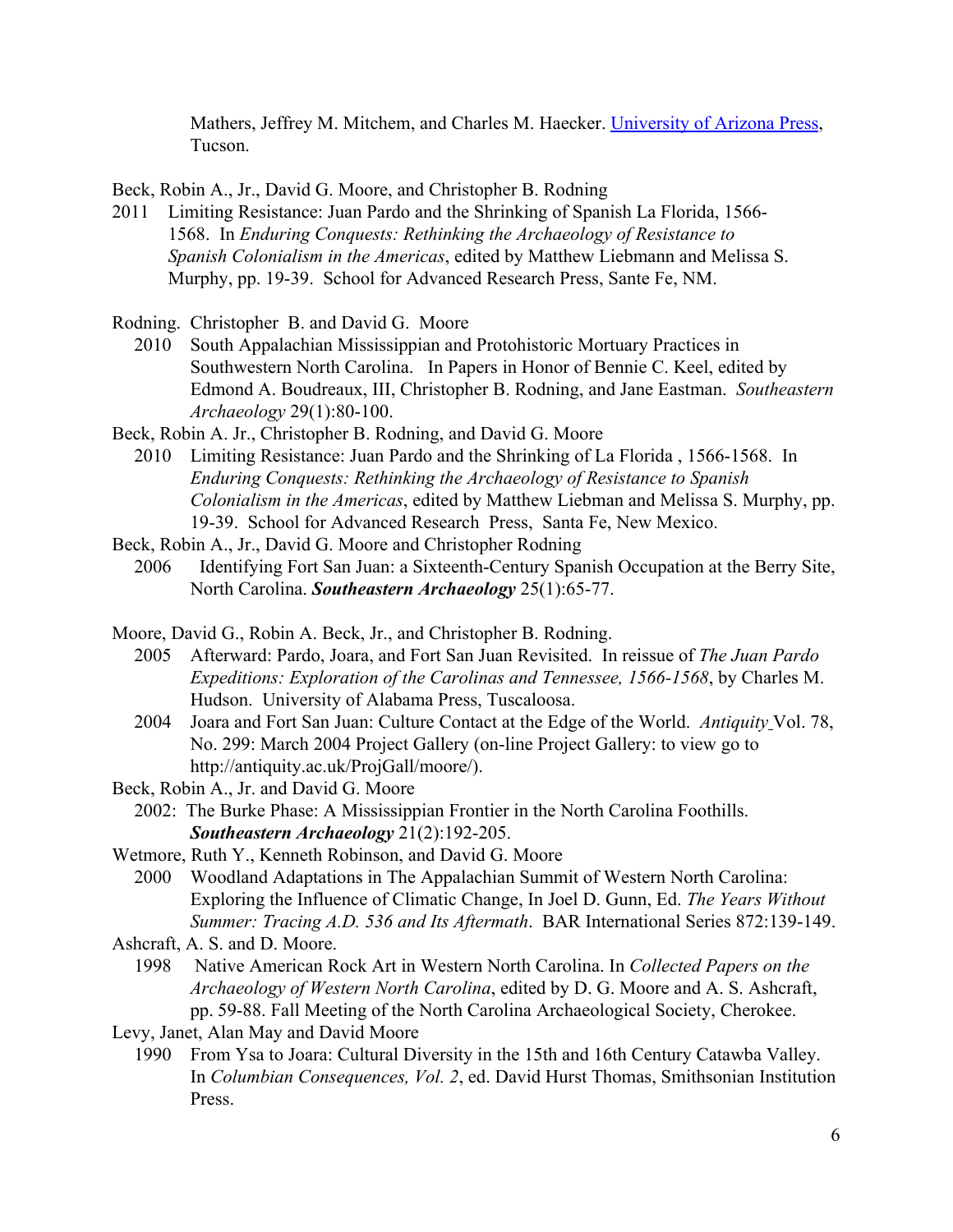Mathers, Jeffrey M. Mitchem, and Charles M. Haecker. University of Arizona Press, Tucson.

Beck, Robin A., Jr., David G. Moore, and Christopher B. Rodning

2011 Limiting Resistance: Juan Pardo and the Shrinking of Spanish La Florida, 1566-1568. In *Enduring Conquests: Rethinking the Archaeology of Resistance to Spanish Colonialism in the Americas*, edited by Matthew Liebmann and Melissa S. Murphy, pp. 19-39. School for Advanced Research Press, Sante Fe, NM.

Rodning. Christopher B. and David G. Moore

2010 South Appalachian Mississippian and Protohistoric Mortuary Practices in Southwestern North Carolina. In Papers in Honor of Bennie C. Keel, edited by Edmond A. Boudreaux, III, Christopher B. Rodning, and Jane Eastman. *Southeastern Archaeology* 29(1):80-100.

Beck, Robin A. Jr., Christopher B. Rodning, and David G. Moore

2010 Limiting Resistance: Juan Pardo and the Shrinking of La Florida , 1566-1568. In *Enduring Conquests: Rethinking the Archaeology of Resistance to Spanish Colonialism in the Americas*, edited by Matthew Liebman and Melissa S. Murphy, pp. 19-39. School for Advanced Research Press, Santa Fe, New Mexico.

Beck, Robin A., Jr., David G. Moore and Christopher Rodning

2006 Identifying Fort San Juan: a Sixteenth-Century Spanish Occupation at the Berry Site, North Carolina. ***Southeastern Archaeology*** 25(1):65-77.

Moore, David G., Robin A. Beck, Jr., and Christopher B. Rodning.

2005 Afterward: Pardo, Joara, and Fort San Juan Revisited. In reissue of *The Juan Pardo Expeditions: Exploration of the Carolinas and Tennessee, 1566-1568*, by Charles M. Hudson. University of Alabama Press, Tuscaloosa.

2004 Joara and Fort San Juan: Culture Contact at the Edge of the World. *Antiquity* Vol. 78, No. 299: March 2004 Project Gallery (on-line Project Gallery: to view go to http://antiquity.ac.uk/ProjGall/moore/).

Beck, Robin A., Jr. and David G. Moore

2002: The Burke Phase: A Mississippian Frontier in the North Carolina Foothills. ***Southeastern Archaeology*** 21(2):192-205.

Wetmore, Ruth Y., Kenneth Robinson, and David G. Moore

2000 Woodland Adaptations in The Appalachian Summit of Western North Carolina: Exploring the Influence of Climatic Change, In Joel D. Gunn, Ed. *The Years Without Summer: Tracing A.D. 536 and Its Aftermath*. BAR International Series 872:139-149.

Ashcraft, A. S. and D. Moore.

1998 Native American Rock Art in Western North Carolina. In *Collected Papers on the Archaeology of Western North Carolina*, edited by D. G. Moore and A. S. Ashcraft, pp. 59-88. Fall Meeting of the North Carolina Archaeological Society, Cherokee.

Levy, Janet, Alan May and David Moore

1990 From Ysa to Joara: Cultural Diversity in the 15th and 16th Century Catawba Valley. In *Columbian Consequences, Vol. 2*, ed. David Hurst Thomas, Smithsonian Institution Press.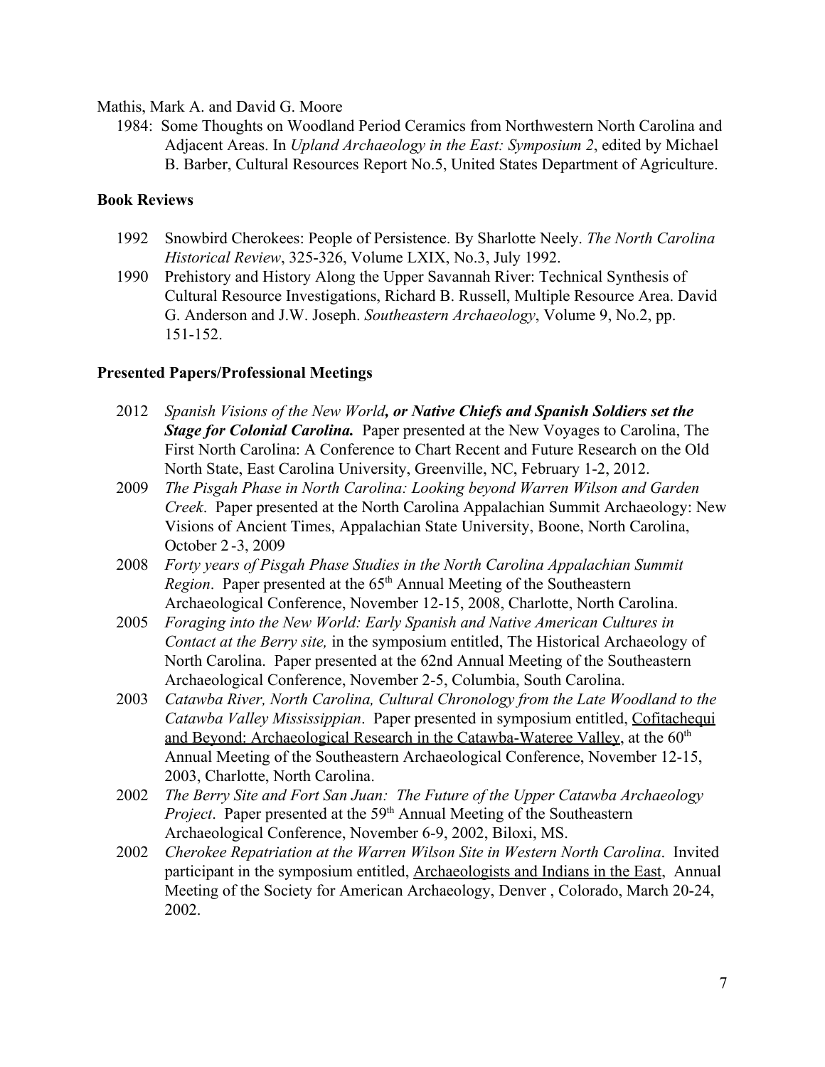Mathis, Mark A. and David G. Moore

1984: Some Thoughts on Woodland Period Ceramics from Northwestern North Carolina and Adjacent Areas. In *Upland Archaeology in the East: Symposium 2*, edited by Michael B. Barber, Cultural Resources Report No.5, United States Department of Agriculture.

**Book Reviews**

1992 Snowbird Cherokees: People of Persistence. By Sharlotte Neely. *The North Carolina Historical Review*, 325-326, Volume LXIX, No.3, July 1992.

1990 Prehistory and History Along the Upper Savannah River: Technical Synthesis of Cultural Resource Investigations, Richard B. Russell, Multiple Resource Area. David G. Anderson and J.W. Joseph. *Southeastern Archaeology*, Volume 9, No.2, pp. 151-152.

**Presented Papers/Professional Meetings**

2012 *Spanish Visions of the New World**, or Native Chiefs and Spanish Soldiers set the Stage for Colonial Carolina.*** Paper presented at the New Voyages to Carolina, The First North Carolina: A Conference to Chart Recent and Future Research on the Old North State, East Carolina University, Greenville, NC, February 1-2, 2012.

2009 *The Pisgah Phase in North Carolina: Looking beyond Warren Wilson and Garden Creek*. Paper presented at the North Carolina Appalachian Summit Archaeology: New Visions of Ancient Times, Appalachian State University, Boone, North Carolina, October 2 -3, 2009

2008 *Forty years of Pisgah Phase Studies in the North Carolina Appalachian Summit Region*. Paper presented at the 65th Annual Meeting of the Southeastern Archaeological Conference, November 12-15, 2008, Charlotte, North Carolina.

2005 *Foraging into the New World: Early Spanish and Native American Cultures in Contact at the Berry site,* in the symposium entitled, The Historical Archaeology of North Carolina. Paper presented at the 62nd Annual Meeting of the Southeastern Archaeological Conference, November 2-5, Columbia, South Carolina.

2003 *Catawba River, North Carolina, Cultural Chronology from the Late Woodland to the Catawba Valley Mississippian*. Paper presented in symposium entitled, Cofitachequi and Beyond: Archaeological Research in the Catawba-Wateree Valley, at the 60th Annual Meeting of the Southeastern Archaeological Conference, November 12-15, 2003, Charlotte, North Carolina.

2002 *The Berry Site and Fort San Juan: The Future of the Upper Catawba Archaeology Project*. Paper presented at the 59th Annual Meeting of the Southeastern Archaeological Conference, November 6-9, 2002, Biloxi, MS.

2002 *Cherokee Repatriation at the Warren Wilson Site in Western North Carolina*. Invited participant in the symposium entitled, Archaeologists and Indians in the East, Annual Meeting of the Society for American Archaeology, Denver , Colorado, March 20-24, 2002.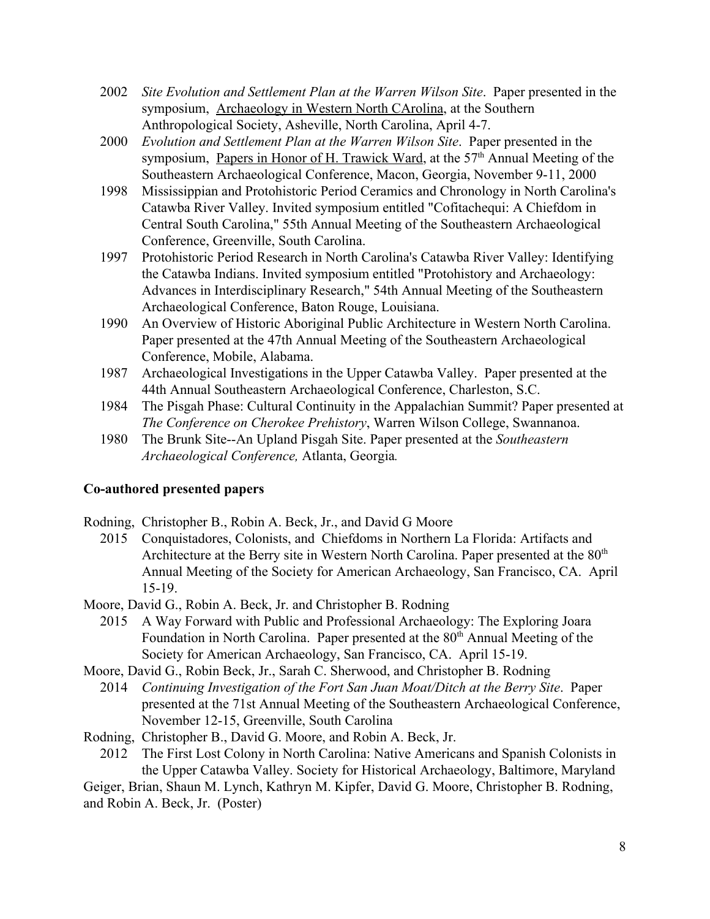2002 *Site Evolution and Settlement Plan at the Warren Wilson Site*. Paper presented in the symposium, <u>Archaeology in Western North CArolina</u>, at the Southern Anthropological Society, Asheville, North Carolina, April 4-7.

2000 *Evolution and Settlement Plan at the Warren Wilson Site*. Paper presented in the symposium, <u>Papers in Honor of H. Trawick Ward</u>, at the 57th Annual Meeting of the Southeastern Archaeological Conference, Macon, Georgia, November 9-11, 2000

1998 Mississippian and Protohistoric Period Ceramics and Chronology in North Carolina's Catawba River Valley. Invited symposium entitled "Cofitachequi: A Chiefdom in Central South Carolina," 55th Annual Meeting of the Southeastern Archaeological Conference, Greenville, South Carolina.

1997 Protohistoric Period Research in North Carolina's Catawba River Valley: Identifying the Catawba Indians. Invited symposium entitled "Protohistory and Archaeology: Advances in Interdisciplinary Research," 54th Annual Meeting of the Southeastern Archaeological Conference, Baton Rouge, Louisiana.

1990 An Overview of Historic Aboriginal Public Architecture in Western North Carolina. Paper presented at the 47th Annual Meeting of the Southeastern Archaeological Conference, Mobile, Alabama.

1987 Archaeological Investigations in the Upper Catawba Valley. Paper presented at the 44th Annual Southeastern Archaeological Conference, Charleston, S.C.

1984 The Pisgah Phase: Cultural Continuity in the Appalachian Summit? Paper presented at *The Conference on Cherokee Prehistory*, Warren Wilson College, Swannanoa.

1980 The Brunk Site--An Upland Pisgah Site. Paper presented at the *Southeastern Archaeological Conference,* Atlanta, Georgia*.*

**Co-authored presented papers**

Rodning, Christopher B., Robin A. Beck, Jr., and David G Moore

2015 Conquistadores, Colonists, and Chiefdoms in Northern La Florida: Artifacts and Architecture at the Berry site in Western North Carolina. Paper presented at the 80th Annual Meeting of the Society for American Archaeology, San Francisco, CA. April 15-19.

Moore, David G., Robin A. Beck, Jr. and Christopher B. Rodning

2015 A Way Forward with Public and Professional Archaeology: The Exploring Joara Foundation in North Carolina. Paper presented at the 80th Annual Meeting of the Society for American Archaeology, San Francisco, CA. April 15-19.

Moore, David G., Robin Beck, Jr., Sarah C. Sherwood, and Christopher B. Rodning

2014 *Continuing Investigation of the Fort San Juan Moat/Ditch at the Berry Site*. Paper presented at the 71st Annual Meeting of the Southeastern Archaeological Conference, November 12-15, Greenville, South Carolina

Rodning, Christopher B., David G. Moore, and Robin A. Beck, Jr.

2012 The First Lost Colony in North Carolina: Native Americans and Spanish Colonists in the Upper Catawba Valley. Society for Historical Archaeology, Baltimore, Maryland

Geiger, Brian, Shaun M. Lynch, Kathryn M. Kipfer, David G. Moore, Christopher B. Rodning, and Robin A. Beck, Jr. (Poster)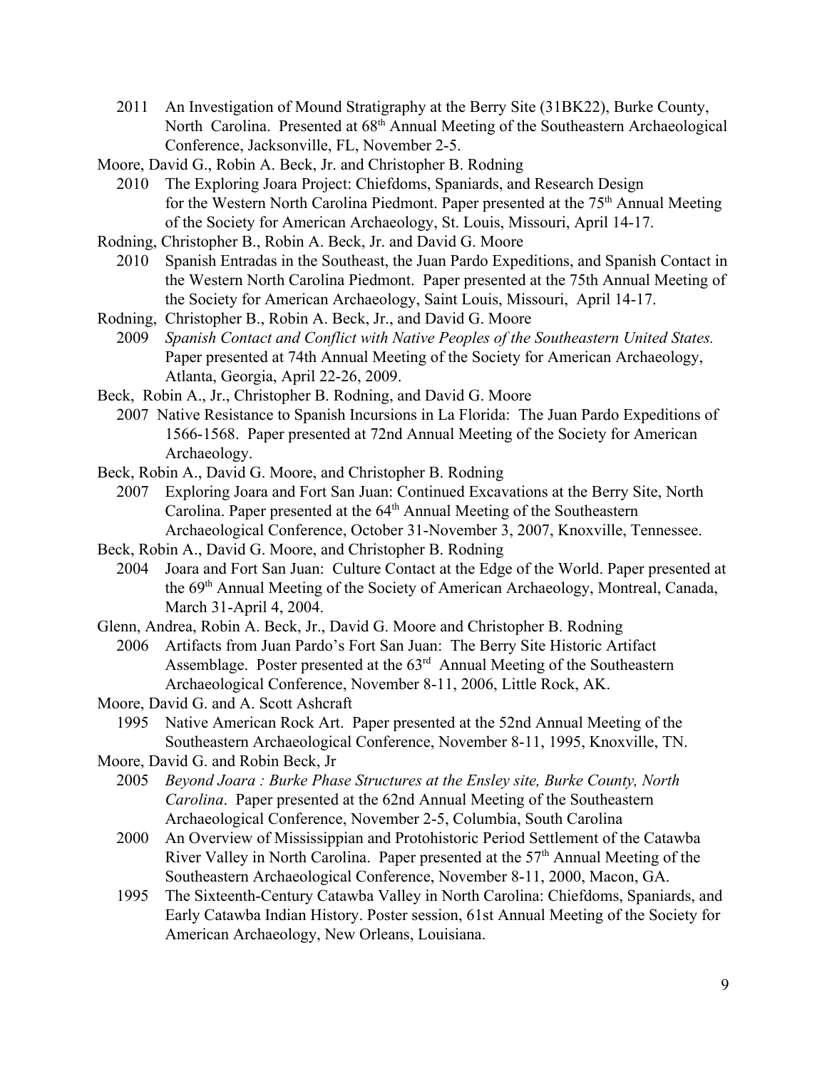2011 An Investigation of Mound Stratigraphy at the Berry Site (31BK22), Burke County, North Carolina. Presented at 68th Annual Meeting of the Southeastern Archaeological Conference, Jacksonville, FL, November 2-5.

Moore, David G., Robin A. Beck, Jr. and Christopher B. Rodning

2010 The Exploring Joara Project: Chiefdoms, Spaniards, and Research Design for the Western North Carolina Piedmont. Paper presented at the 75th Annual Meeting of the Society for American Archaeology, St. Louis, Missouri, April 14-17.

Rodning, Christopher B., Robin A. Beck, Jr. and David G. Moore

2010 Spanish Entradas in the Southeast, the Juan Pardo Expeditions, and Spanish Contact in the Western North Carolina Piedmont. Paper presented at the 75th Annual Meeting of the Society for American Archaeology, Saint Louis, Missouri, April 14-17.

Rodning, Christopher B., Robin A. Beck, Jr., and David G. Moore

2009 *Spanish Contact and Conflict with Native Peoples of the Southeastern United States.* Paper presented at 74th Annual Meeting of the Society for American Archaeology, Atlanta, Georgia, April 22-26, 2009.

Beck, Robin A., Jr., Christopher B. Rodning, and David G. Moore

2007 Native Resistance to Spanish Incursions in La Florida: The Juan Pardo Expeditions of 1566-1568. Paper presented at 72nd Annual Meeting of the Society for American Archaeology.

Beck, Robin A., David G. Moore, and Christopher B. Rodning

2007 Exploring Joara and Fort San Juan: Continued Excavations at the Berry Site, North Carolina. Paper presented at the 64th Annual Meeting of the Southeastern Archaeological Conference, October 31-November 3, 2007, Knoxville, Tennessee.

Beck, Robin A., David G. Moore, and Christopher B. Rodning

2004 Joara and Fort San Juan: Culture Contact at the Edge of the World. Paper presented at the 69th Annual Meeting of the Society of American Archaeology, Montreal, Canada, March 31-April 4, 2004.

Glenn, Andrea, Robin A. Beck, Jr., David G. Moore and Christopher B. Rodning

2006 Artifacts from Juan Pardo's Fort San Juan: The Berry Site Historic Artifact Assemblage. Poster presented at the 63rd Annual Meeting of the Southeastern Archaeological Conference, November 8-11, 2006, Little Rock, AK.

Moore, David G. and A. Scott Ashcraft

1995 Native American Rock Art. Paper presented at the 52nd Annual Meeting of the Southeastern Archaeological Conference, November 8-11, 1995, Knoxville, TN.

Moore, David G. and Robin Beck, Jr

2005 *Beyond Joara : Burke Phase Structures at the Ensley site, Burke County, North Carolina*. Paper presented at the 62nd Annual Meeting of the Southeastern Archaeological Conference, November 2-5, Columbia, South Carolina

2000 An Overview of Mississippian and Protohistoric Period Settlement of the Catawba River Valley in North Carolina. Paper presented at the 57th Annual Meeting of the Southeastern Archaeological Conference, November 8-11, 2000, Macon, GA.

1995 The Sixteenth-Century Catawba Valley in North Carolina: Chiefdoms, Spaniards, and Early Catawba Indian History. Poster session, 61st Annual Meeting of the Society for American Archaeology, New Orleans, Louisiana.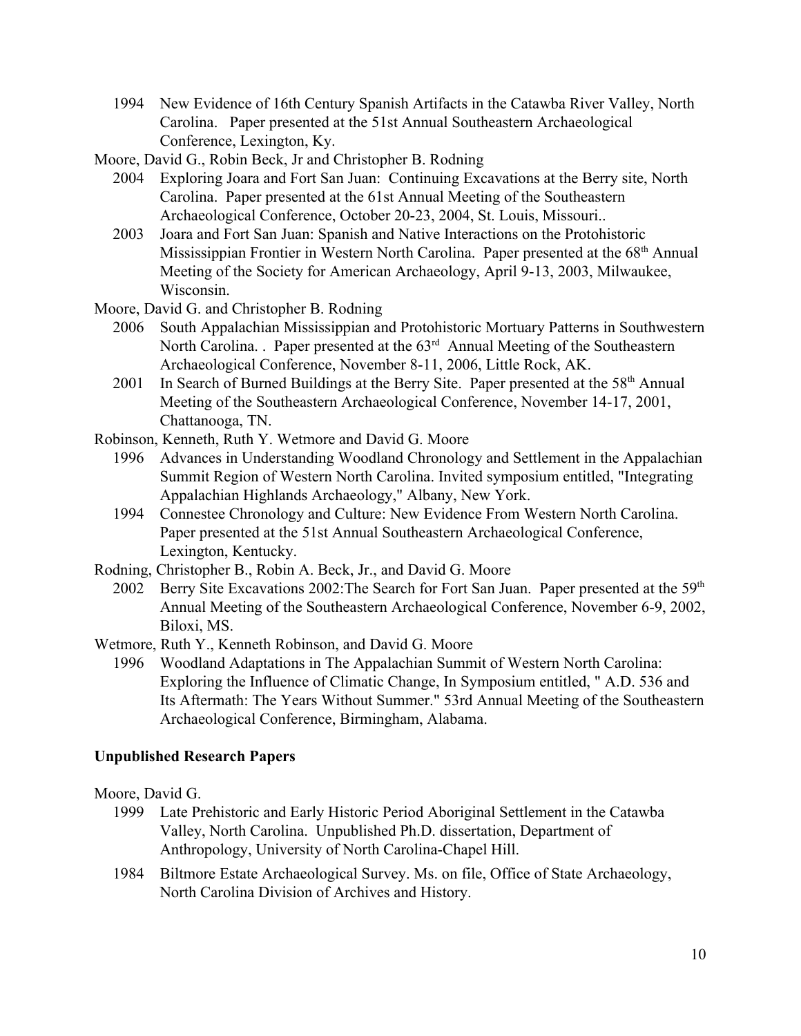1994 New Evidence of 16th Century Spanish Artifacts in the Catawba River Valley, North Carolina. Paper presented at the 51st Annual Southeastern Archaeological Conference, Lexington, Ky.

Moore, David G., Robin Beck, Jr and Christopher B. Rodning

2004 Exploring Joara and Fort San Juan: Continuing Excavations at the Berry site, North Carolina. Paper presented at the 61st Annual Meeting of the Southeastern Archaeological Conference, October 20-23, 2004, St. Louis, Missouri..

2003 Joara and Fort San Juan: Spanish and Native Interactions on the Protohistoric Mississippian Frontier in Western North Carolina. Paper presented at the 68th Annual Meeting of the Society for American Archaeology, April 9-13, 2003, Milwaukee, Wisconsin.

Moore, David G. and Christopher B. Rodning

2006 South Appalachian Mississippian and Protohistoric Mortuary Patterns in Southwestern North Carolina. . Paper presented at the 63rd Annual Meeting of the Southeastern Archaeological Conference, November 8-11, 2006, Little Rock, AK.

2001 In Search of Burned Buildings at the Berry Site. Paper presented at the 58th Annual Meeting of the Southeastern Archaeological Conference, November 14-17, 2001, Chattanooga, TN.

Robinson, Kenneth, Ruth Y. Wetmore and David G. Moore

1996 Advances in Understanding Woodland Chronology and Settlement in the Appalachian Summit Region of Western North Carolina. Invited symposium entitled, "Integrating Appalachian Highlands Archaeology," Albany, New York.

1994 Connestee Chronology and Culture: New Evidence From Western North Carolina. Paper presented at the 51st Annual Southeastern Archaeological Conference, Lexington, Kentucky.

Rodning, Christopher B., Robin A. Beck, Jr., and David G. Moore

2002 Berry Site Excavations 2002:The Search for Fort San Juan. Paper presented at the 59th Annual Meeting of the Southeastern Archaeological Conference, November 6-9, 2002, Biloxi, MS.

Wetmore, Ruth Y., Kenneth Robinson, and David G. Moore

1996 Woodland Adaptations in The Appalachian Summit of Western North Carolina: Exploring the Influence of Climatic Change, In Symposium entitled, " A.D. 536 and Its Aftermath: The Years Without Summer." 53rd Annual Meeting of the Southeastern Archaeological Conference, Birmingham, Alabama.

**Unpublished Research Papers**

Moore, David G.

1999 Late Prehistoric and Early Historic Period Aboriginal Settlement in the Catawba Valley, North Carolina. Unpublished Ph.D. dissertation, Department of Anthropology, University of North Carolina-Chapel Hill.

1984 Biltmore Estate Archaeological Survey. Ms. on file, Office of State Archaeology, North Carolina Division of Archives and History.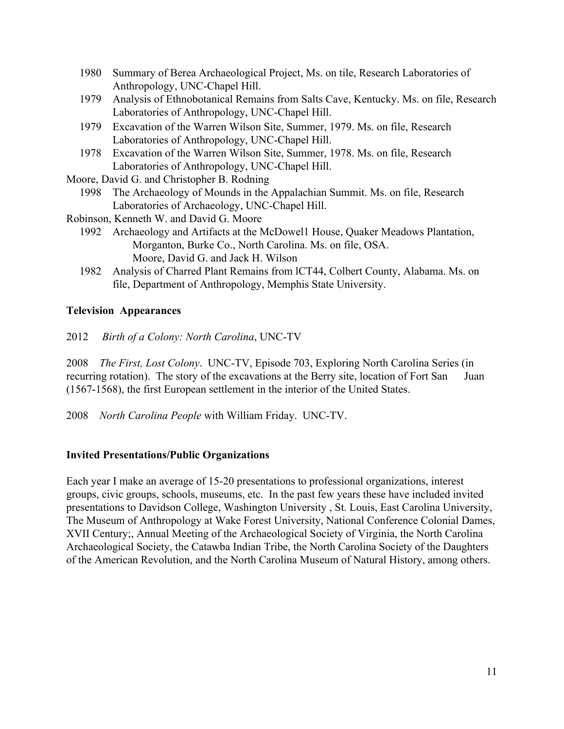1980 Summary of Berea Archaeological Project, Ms. on tile, Research Laboratories of Anthropology, UNC-Chapel Hill.

1979 Analysis of Ethnobotanical Remains from Salts Cave, Kentucky. Ms. on file, Research Laboratories of Anthropology, UNC-Chapel Hill.

1979 Excavation of the Warren Wilson Site, Summer, 1979. Ms. on file, Research Laboratories of Anthropology, UNC-Chapel Hill.

1978 Excavation of the Warren Wilson Site, Summer, 1978. Ms. on file, Research Laboratories of Anthropology, UNC-Chapel Hill.

Moore, David G. and Christopher B. Rodning

1998 The Archaeology of Mounds in the Appalachian Summit. Ms. on file, Research Laboratories of Archaeology, UNC-Chapel Hill.

Robinson, Kenneth W. and David G. Moore

1992 Archaeology and Artifacts at the McDowel1 House, Quaker Meadows Plantation, Morganton, Burke Co., North Carolina. Ms. on file, OSA.

Moore, David G. and Jack H. Wilson

1982 Analysis of Charred Plant Remains from lCT44, Colbert County, Alabama. Ms. on file, Department of Anthropology, Memphis State University.

**Television Appearances**

2012 *Birth of a Colony: North Carolina*, UNC-TV

2008 *The First, Lost Colony*. UNC-TV, Episode 703, Exploring North Carolina Series (in recurring rotation). The story of the excavations at the Berry site, location of Fort San Juan (1567-1568), the first European settlement in the interior of the United States.

2008 *North Carolina People* with William Friday. UNC-TV.

**Invited Presentations/Public Organizations**

Each year I make an average of 15-20 presentations to professional organizations, interest groups, civic groups, schools, museums, etc. In the past few years these have included invited presentations to Davidson College, Washington University , St. Louis, East Carolina University, The Museum of Anthropology at Wake Forest University, National Conference Colonial Dames, XVII Century;, Annual Meeting of the Archaeological Society of Virginia, the North Carolina Archaeological Society, the Catawba Indian Tribe, the North Carolina Society of the Daughters of the American Revolution, and the North Carolina Museum of Natural History, among others.